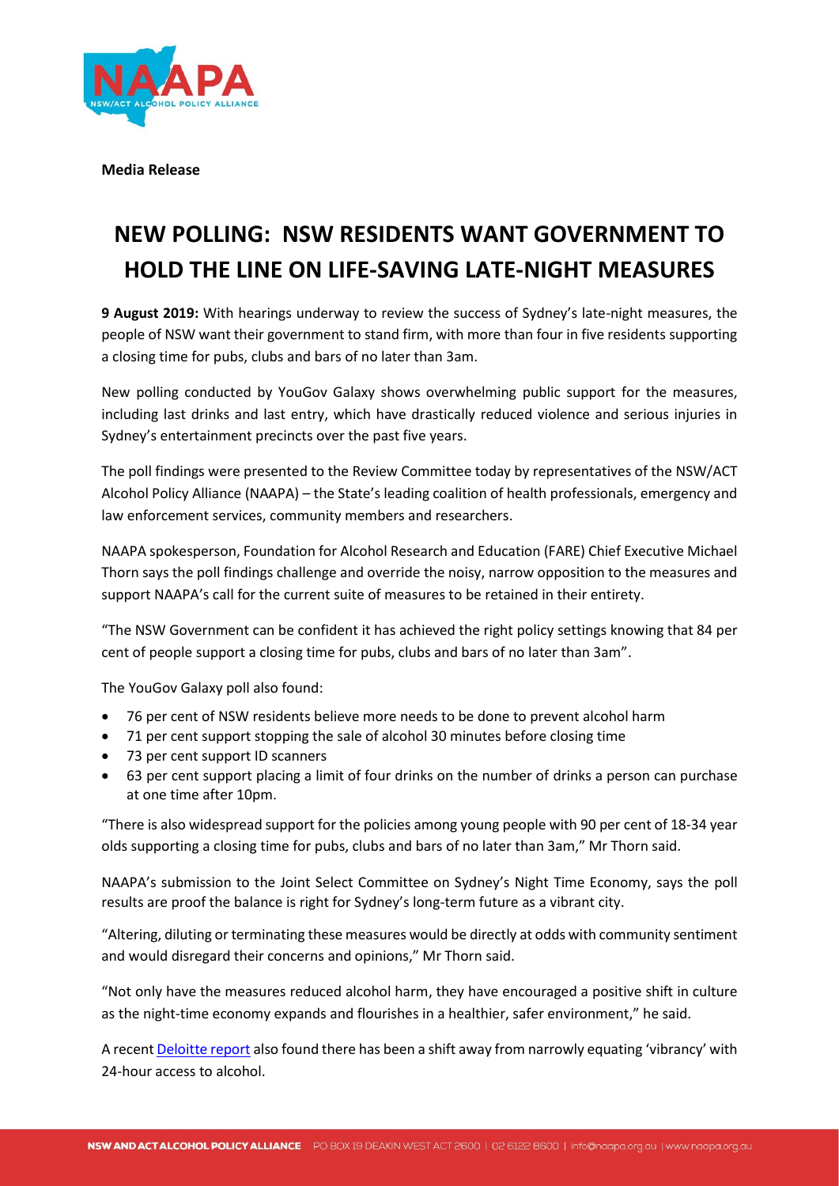**Media Release**

# NEW POLLING: NSW RESIDENTS WANT GOVERNMENT TO HOLD THE LINE ON LIFE-SAVING LATE-NIGHT MEASURES

**9 August 2019:** With hearings underway to review the success of Sydney's late-night measures, the people of NSW want their government to stand firm, with more than four in five residents supporting a closing time for pubs, clubs and bars of no later than 3am.

New polling conducted by YouGov Galaxy shows overwhelming public support for the measures, including last drinks and last entry, which have drastically reduced violence and serious injuries in Sydney's entertainment precincts over the past five years.

The poll findings were presented to the Review Committee today by representatives of the NSW/ACT Alcohol Policy Alliance (NAAPA) – the State's leading coalition of health professionals, emergency and law enforcement services, community members and researchers.

NAAPA spokesperson, Foundation for Alcohol Research and Education (FARE) Chief Executive Michael Thorn says the poll findings challenge and override the noisy, narrow opposition to the measures and support NAAPA's call for the current suite of measures to be retained in their entirety.

"The NSW Government can be confident it has achieved the right policy settings knowing that 84 per cent of people support a closing time for pubs, clubs and bars of no later than 3am".

The YouGov Galaxy poll also found:

- 76 per cent of NSW residents believe more needs to be done to prevent alcohol harm
- 71 per cent support stopping the sale of alcohol 30 minutes before closing time
- 73 per cent support ID scanners
- 63 per cent support placing a limit of four drinks on the number of drinks a person can purchase at one time after 10pm.

"There is also widespread support for the policies among young people with 90 per cent of 18-34 year olds supporting a closing time for pubs, clubs and bars of no later than 3am," Mr Thorn said.

NAAPA's submission to the Joint Select Committee on Sydney's Night Time Economy, says the poll results are proof the balance is right for Sydney's long-term future as a vibrant city.

"Altering, diluting or terminating these measures would be directly at odds with community sentiment and would disregard their concerns and opinions," Mr Thorn said.

"Not only have the measures reduced alcohol harm, they have encouraged a positive shift in culture as the night-time economy expands and flourishes in a healthier, safer environment," he said.

A recent Deloitte report also found there has been a shift away from narrowly equating 'vibrancy' with 24-hour access to alcohol.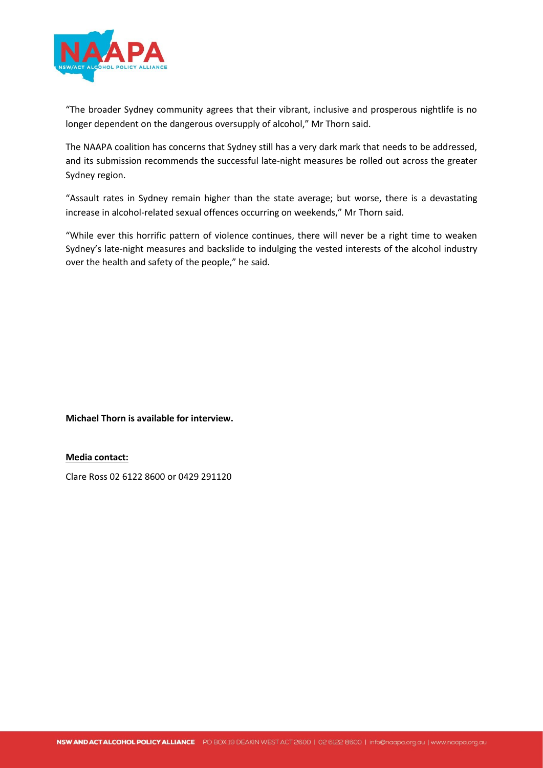"The broader Sydney community agrees that their vibrant, inclusive and prosperous nightlife is no longer dependent on the dangerous oversupply of alcohol," Mr Thorn said.

The NAAPA coalition has concerns that Sydney still has a very dark mark that needs to be addressed, and its submission recommends the successful late-night measures be rolled out across the greater Sydney region.

"Assault rates in Sydney remain higher than the state average; but worse, there is a devastating increase in alcohol-related sexual offences occurring on weekends," Mr Thorn said.

"While ever this horrific pattern of violence continues, there will never be a right time to weaken Sydney's late-night measures and backslide to indulging the vested interests of the alcohol industry over the health and safety of the people," he said.

**Michael Thorn is available for interview.**

**Media contact:**

Clare Ross 02 6122 8600 or 0429 291120